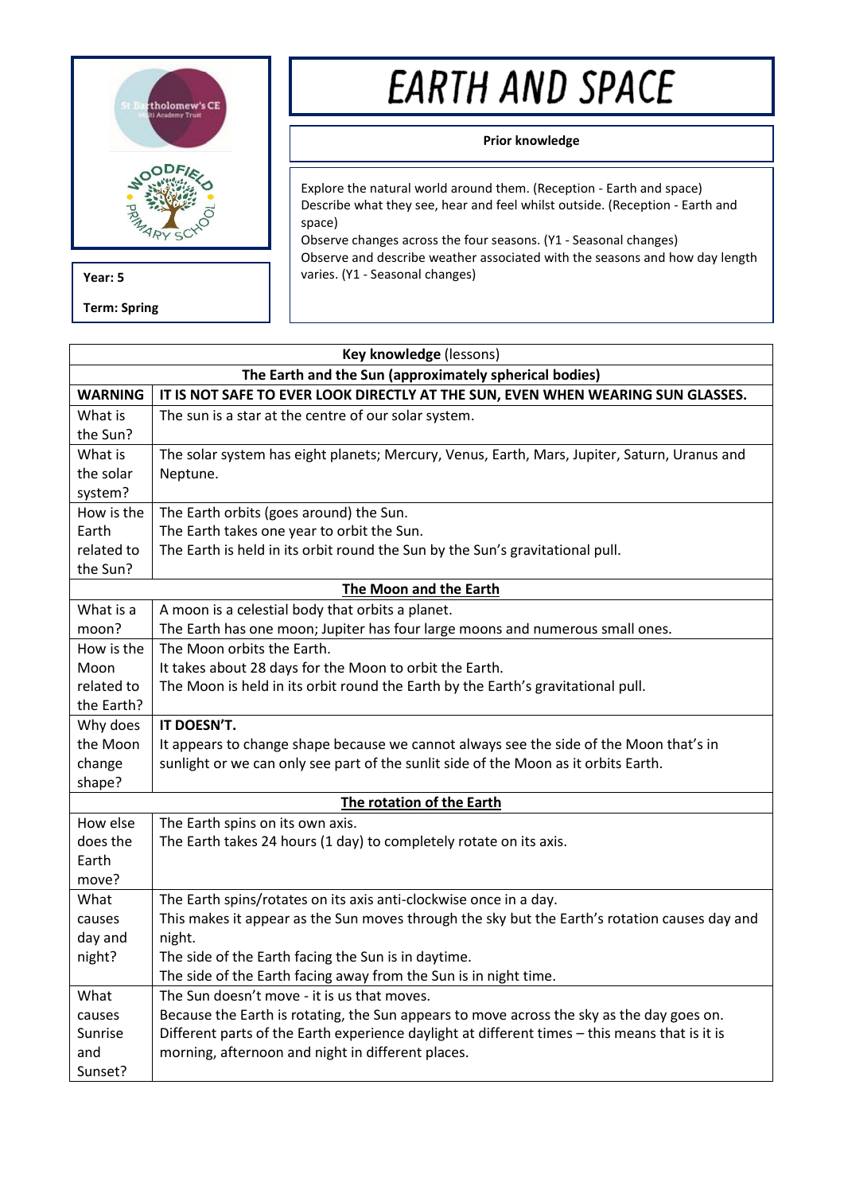St Bartholomew's CE Multi Academy Trust

Woodfield Primary School

**Year: 5**

**Term: Spring**

# EARTH AND SPACE

**Prior knowledge**

Explore the natural world around them. (Reception - Earth and space)
Describe what they see, hear and feel whilst outside. (Reception - Earth and space)
Observe changes across the four seasons. (Y1 - Seasonal changes)
Observe and describe weather associated with the seasons and how day length varies. (Y1 - Seasonal changes)

| **Key knowledge** (lessons) | |
|---|---|
| **The Earth and the Sun (approximately spherical bodies)** | |
| **WARNING** | **IT IS NOT SAFE TO EVER LOOK DIRECTLY AT THE SUN, EVEN WHEN WEARING SUN GLASSES.** |
| What is the Sun? | The sun is a star at the centre of our solar system. |
| What is the solar system? | The solar system has eight planets; Mercury, Venus, Earth, Mars, Jupiter, Saturn, Uranus and Neptune. |
| How is the Earth related to the Sun? | The Earth orbits (goes around) the Sun.<br>The Earth takes one year to orbit the Sun.<br>The Earth is held in its orbit round the Sun by the Sun's gravitational pull. |
| **The Moon and the Earth** | |
| What is a moon? | A moon is a celestial body that orbits a planet.<br>The Earth has one moon; Jupiter has four large moons and numerous small ones. |
| How is the Moon related to the Earth? | The Moon orbits the Earth.<br>It takes about 28 days for the Moon to orbit the Earth.<br>The Moon is held in its orbit round the Earth by the Earth's gravitational pull. |
| Why does the Moon change shape? | **IT DOESN'T.**<br>It appears to change shape because we cannot always see the side of the Moon that's in sunlight or we can only see part of the sunlit side of the Moon as it orbits Earth. |
| **The rotation of the Earth** | |
| How else does the Earth move? | The Earth spins on its own axis.<br>The Earth takes 24 hours (1 day) to completely rotate on its axis. |
| What causes day and night? | The Earth spins/rotates on its axis anti-clockwise once in a day.<br>This makes it appear as the Sun moves through the sky but the Earth's rotation causes day and night.<br>The side of the Earth facing the Sun is in daytime.<br>The side of the Earth facing away from the Sun is in night time. |
| What causes Sunrise and Sunset? | The Sun doesn't move - it is us that moves.<br>Because the Earth is rotating, the Sun appears to move across the sky as the day goes on.<br>Different parts of the Earth experience daylight at different times – this means that is it is morning, afternoon and night in different places. |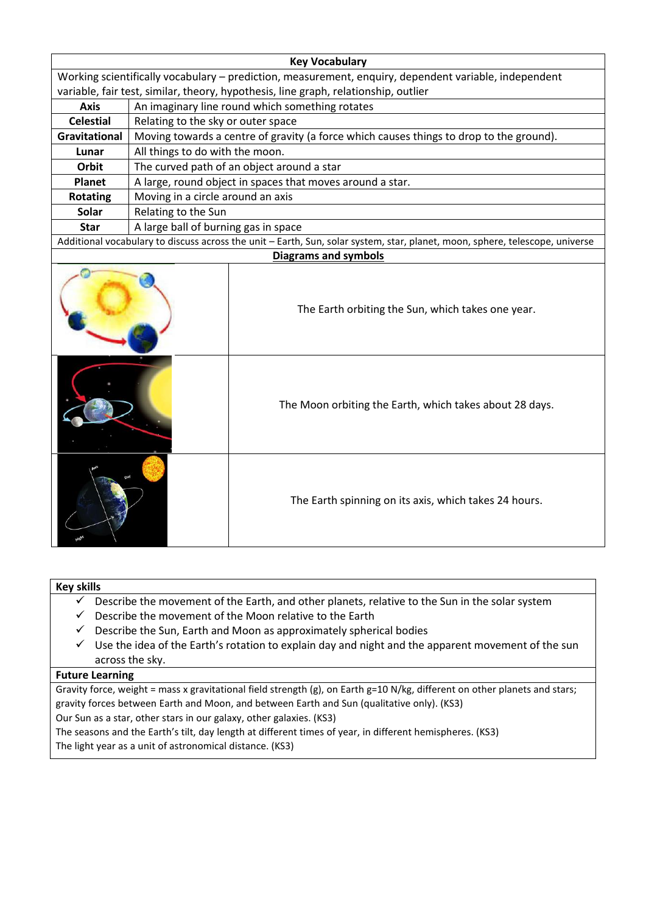| Key Vocabulary | |
|---|---|
| Working scientifically vocabulary – prediction, measurement, enquiry, dependent variable, independent variable, fair test, similar, theory, hypothesis, line graph, relationship, outlier | |
| **Axis** | An imaginary line round which something rotates |
| **Celestial** | Relating to the sky or outer space |
| **Gravitational** | Moving towards a centre of gravity (a force which causes things to drop to the ground). |
| **Lunar** | All things to do with the moon. |
| **Orbit** | The curved path of an object around a star |
| **Planet** | A large, round object in spaces that moves around a star. |
| **Rotating** | Moving in a circle around an axis |
| **Solar** | Relating to the Sun |
| **Star** | A large ball of burning gas in space |
| Additional vocabulary to discuss across the unit – Earth, Sun, solar system, star, planet, moon, sphere, telescope, universe | |

| Diagrams and symbols | |
|---|---|
| | The Earth orbiting the Sun, which takes one year. |
| | The Moon orbiting the Earth, which takes about 28 days. |
| | The Earth spinning on its axis, which takes 24 hours. |

**Key skills**

- ✓ Describe the movement of the Earth, and other planets, relative to the Sun in the solar system
- ✓ Describe the movement of the Moon relative to the Earth
- ✓ Describe the Sun, Earth and Moon as approximately spherical bodies
- ✓ Use the idea of the Earth's rotation to explain day and night and the apparent movement of the sun across the sky.

**Future Learning**

Gravity force, weight = mass x gravitational field strength (g), on Earth g=10 N/kg, different on other planets and stars; gravity forces between Earth and Moon, and between Earth and Sun (qualitative only). (KS3)

Our Sun as a star, other stars in our galaxy, other galaxies. (KS3)

The seasons and the Earth's tilt, day length at different times of year, in different hemispheres. (KS3)

The light year as a unit of astronomical distance. (KS3)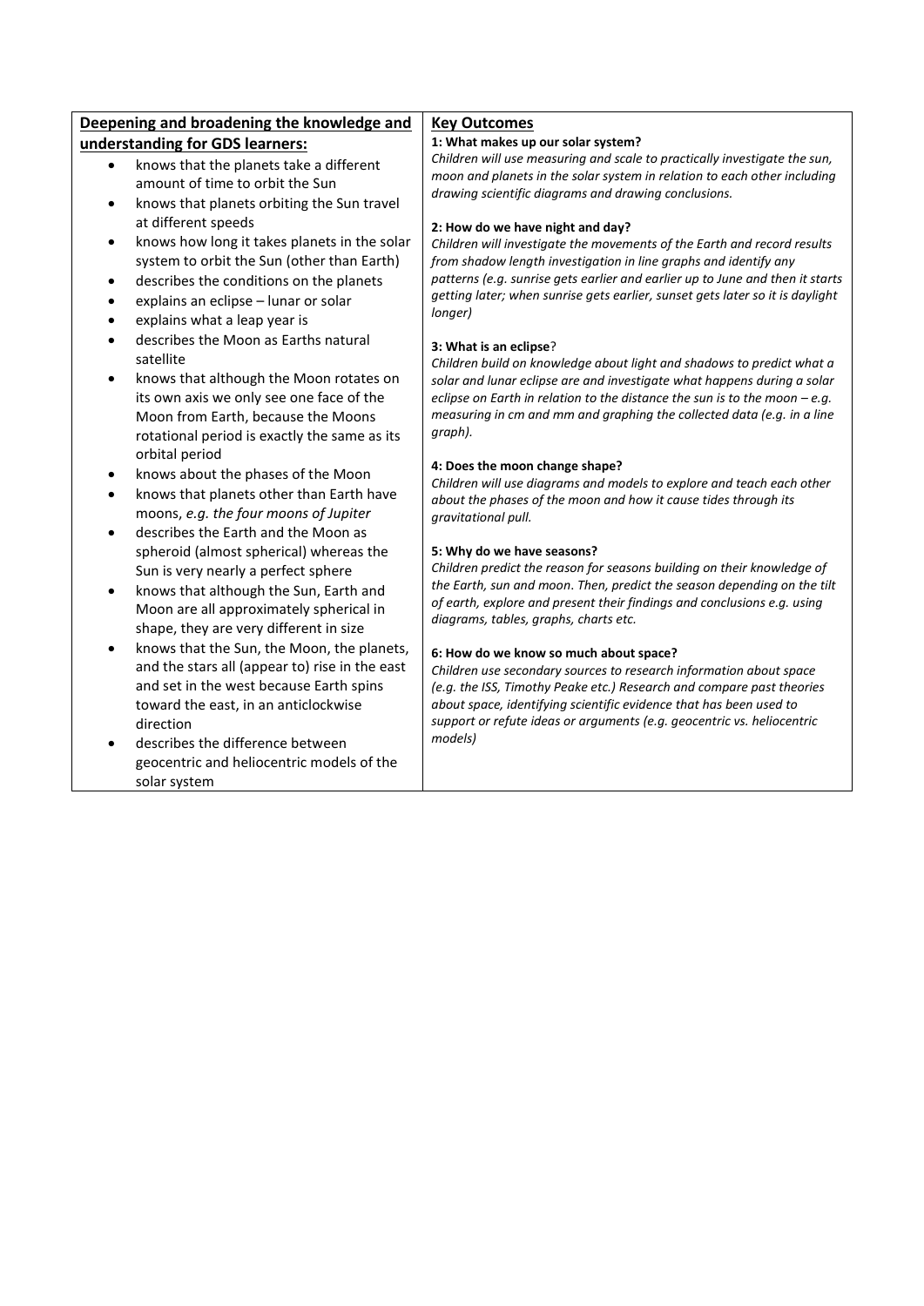| Deepening and broadening the knowledge and understanding for GDS learners: | Key Outcomes |
|---|---|
| <ul><li>knows that the planets take a different amount of time to orbit the Sun</li><li>knows that planets orbiting the Sun travel at different speeds</li><li>knows how long it takes planets in the solar system to orbit the Sun (other than Earth)</li><li>describes the conditions on the planets</li><li>explains an eclipse – lunar or solar</li><li>explains what a leap year is</li><li>describes the Moon as Earths natural satellite</li><li>knows that although the Moon rotates on its own axis we only see one face of the Moon from Earth, because the Moons rotational period is exactly the same as its orbital period</li><li>knows about the phases of the Moon</li><li>knows that planets other than Earth have moons, *e.g. the four moons of Jupiter*</li><li>describes the Earth and the Moon as spheroid (almost spherical) whereas the Sun is very nearly a perfect sphere</li><li>knows that although the Sun, Earth and Moon are all approximately spherical in shape, they are very different in size</li><li>knows that the Sun, the Moon, the planets, and the stars all (appear to) rise in the east and set in the west because Earth spins toward the east, in an anticlockwise direction</li><li>describes the difference between geocentric and heliocentric models of the solar system</li></ul> | **1: What makes up our solar system?**<br>*Children will use measuring and scale to practically investigate the sun, moon and planets in the solar system in relation to each other including drawing scientific diagrams and drawing conclusions.*<br><br>**2: How do we have night and day?**<br>*Children will investigate the movements of the Earth and record results from shadow length investigation in line graphs and identify any patterns (e.g. sunrise gets earlier and earlier up to June and then it starts getting later; when sunrise gets earlier, sunset gets later so it is daylight longer)*<br><br>**3: What is an eclipse**?<br>*Children build on knowledge about light and shadows to predict what a solar and lunar eclipse are and investigate what happens during a solar eclipse on Earth in relation to the distance the sun is to the moon – e.g. measuring in cm and mm and graphing the collected data (e.g. in a line graph).*<br><br>**4: Does the moon change shape?**<br>*Children will use diagrams and models to explore and teach each other about the phases of the moon and how it cause tides through its gravitational pull.*<br><br>**5: Why do we have seasons?**<br>*Children predict the reason for seasons building on their knowledge of the Earth, sun and moon. Then, predict the season depending on the tilt of earth, explore and present their findings and conclusions e.g. using diagrams, tables, graphs, charts etc.*<br><br>**6: How do we know so much about space?**<br>*Children use secondary sources to research information about space (e.g. the ISS, Timothy Peake etc.) Research and compare past theories about space, identifying scientific evidence that has been used to support or refute ideas or arguments (e.g. geocentric vs. heliocentric models)* |